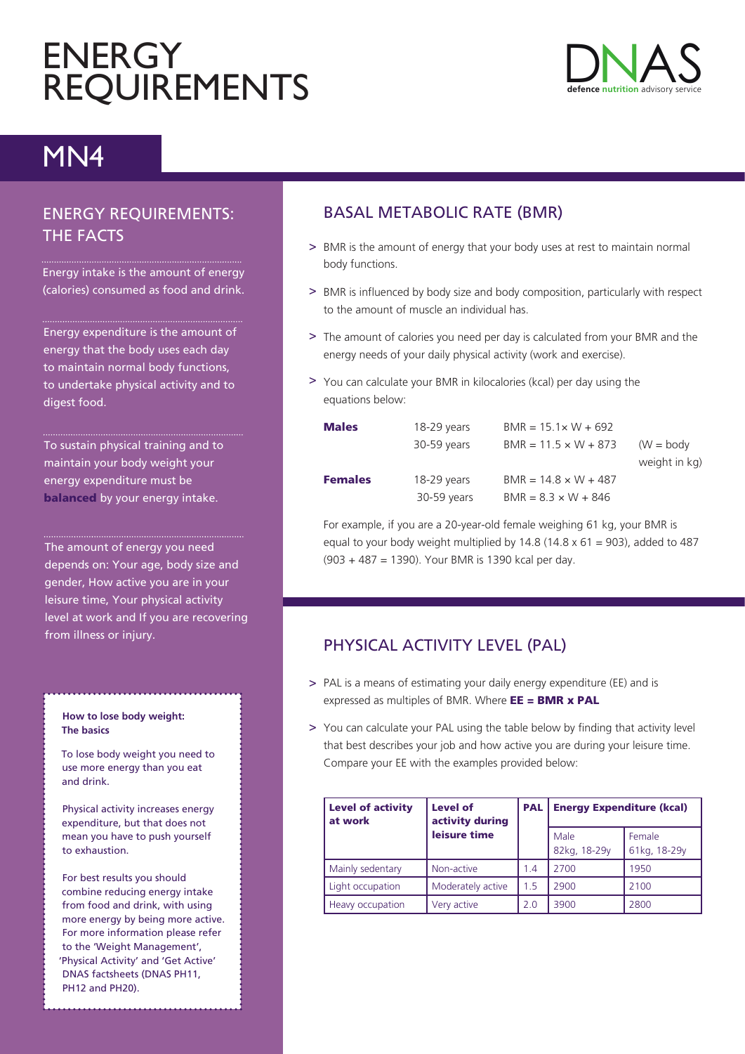# ENERGY REQUIREMENTS

DNAS defence nutrition advisory service

## MN4

## ENERGY REQUIREMENTS: THE FACTS

Energy intake is the amount of energy (calories) consumed as food and drink.

Energy expenditure is the amount of energy that the body uses each day to maintain normal body functions, to undertake physical activity and to digest food.

To sustain physical training and to maintain your body weight your energy expenditure must be **balanced** by your energy intake.

The amount of energy you need depends on: Your age, body size and gender, How active you are in your leisure time, Your physical activity level at work and If you are recovering from illness or injury.

**How to lose body weight: The basics**

To lose body weight you need to use more energy than you eat and drink.

Physical activity increases energy expenditure, but that does not mean you have to push yourself to exhaustion.

For best results you should combine reducing energy intake from food and drink, with using more energy by being more active. For more information please refer to the 'Weight Management', 'Physical Activity' and 'Get Active' DNAS factsheets (DNAS PH11, PH12 and PH20).

## BASAL METABOLIC RATE (BMR)

- BMR is the amount of energy that your body uses at rest to maintain normal body functions.
- BMR is influenced by body size and body composition, particularly with respect to the amount of muscle an individual has.
- The amount of calories you need per day is calculated from your BMR and the energy needs of your daily physical activity (work and exercise).
- You can calculate your BMR in kilocalories (kcal) per day using the equations below:

| | | |
|---|---|---|
| **Males** | 18-29 years | $BMR = 15.1 \times W + 692$ |
| | 30-59 years | $BMR = 11.5 \times W + 873$ |
| **Females** | 18-29 years | $BMR = 14.8 \times W + 487$ |
| | 30-59 years | $BMR = 8.3 \times W + 846$ |

(W = body weight in kg)

For example, if you are a 20-year-old female weighing 61 kg, your BMR is equal to your body weight multiplied by 14.8 ($14.8 \times 61 = 903$), added to 487 ($903 + 487 = 1390$). Your BMR is 1390 kcal per day.

## PHYSICAL ACTIVITY LEVEL (PAL)

- PAL is a means of estimating your daily energy expenditure (EE) and is expressed as multiples of BMR. Where **EE = BMR x PAL**
- You can calculate your PAL using the table below by finding that activity level that best describes your job and how active you are during your leisure time. Compare your EE with the examples provided below:

| Level of activity at work | Level of activity during leisure time | PAL | Energy Expenditure (kcal) | |
|---|---|---|---|---|
| | | | Male 82kg, 18-29y | Female 61kg, 18-29y |
| Mainly sedentary | Non-active | 1.4 | 2700 | 1950 |
| Light occupation | Moderately active | 1.5 | 2900 | 2100 |
| Heavy occupation | Very active | 2.0 | 3900 | 2800 |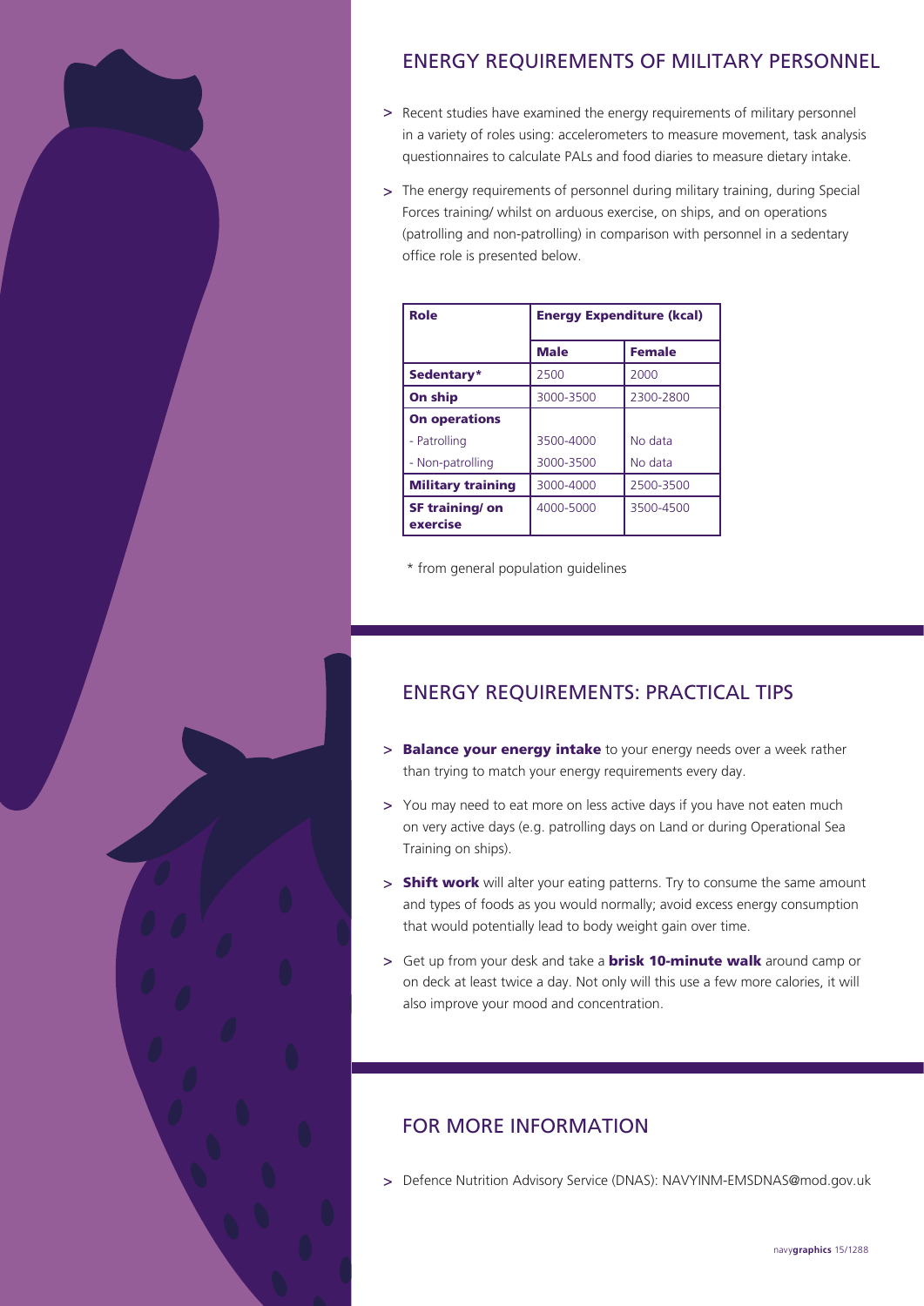## ENERGY REQUIREMENTS OF MILITARY PERSONNEL

- Recent studies have examined the energy requirements of military personnel in a variety of roles using: accelerometers to measure movement, task analysis questionnaires to calculate PALs and food diaries to measure dietary intake.
- The energy requirements of personnel during military training, during Special Forces training/ whilst on arduous exercise, on ships, and on operations (patrolling and non-patrolling) in comparison with personnel in a sedentary office role is presented below.

| Role | Energy Expenditure (kcal) | |
|---|---|---|
| | Male | Female |
| **Sedentary*** | 2500 | 2000 |
| **On ship** | 3000-3500 | 2300-2800 |
| **On operations** | | |
| - Patrolling | 3500-4000 | No data |
| - Non-patrolling | 3000-3500 | No data |
| **Military training** | 3000-4000 | 2500-3500 |
| **SF training/ on exercise** | 4000-5000 | 3500-4500 |

\* from general population guidelines

## ENERGY REQUIREMENTS: PRACTICAL TIPS

- **Balance your energy intake** to your energy needs over a week rather than trying to match your energy requirements every day.
- You may need to eat more on less active days if you have not eaten much on very active days (e.g. patrolling days on Land or during Operational Sea Training on ships).
- **Shift work** will alter your eating patterns. Try to consume the same amount and types of foods as you would normally; avoid excess energy consumption that would potentially lead to body weight gain over time.
- Get up from your desk and take a **brisk 10-minute walk** around camp or on deck at least twice a day. Not only will this use a few more calories, it will also improve your mood and concentration.

## FOR MORE INFORMATION

- Defence Nutrition Advisory Service (DNAS): NAVYINM-EMSDNAS@mod.gov.uk

navy**graphics** 15/1288